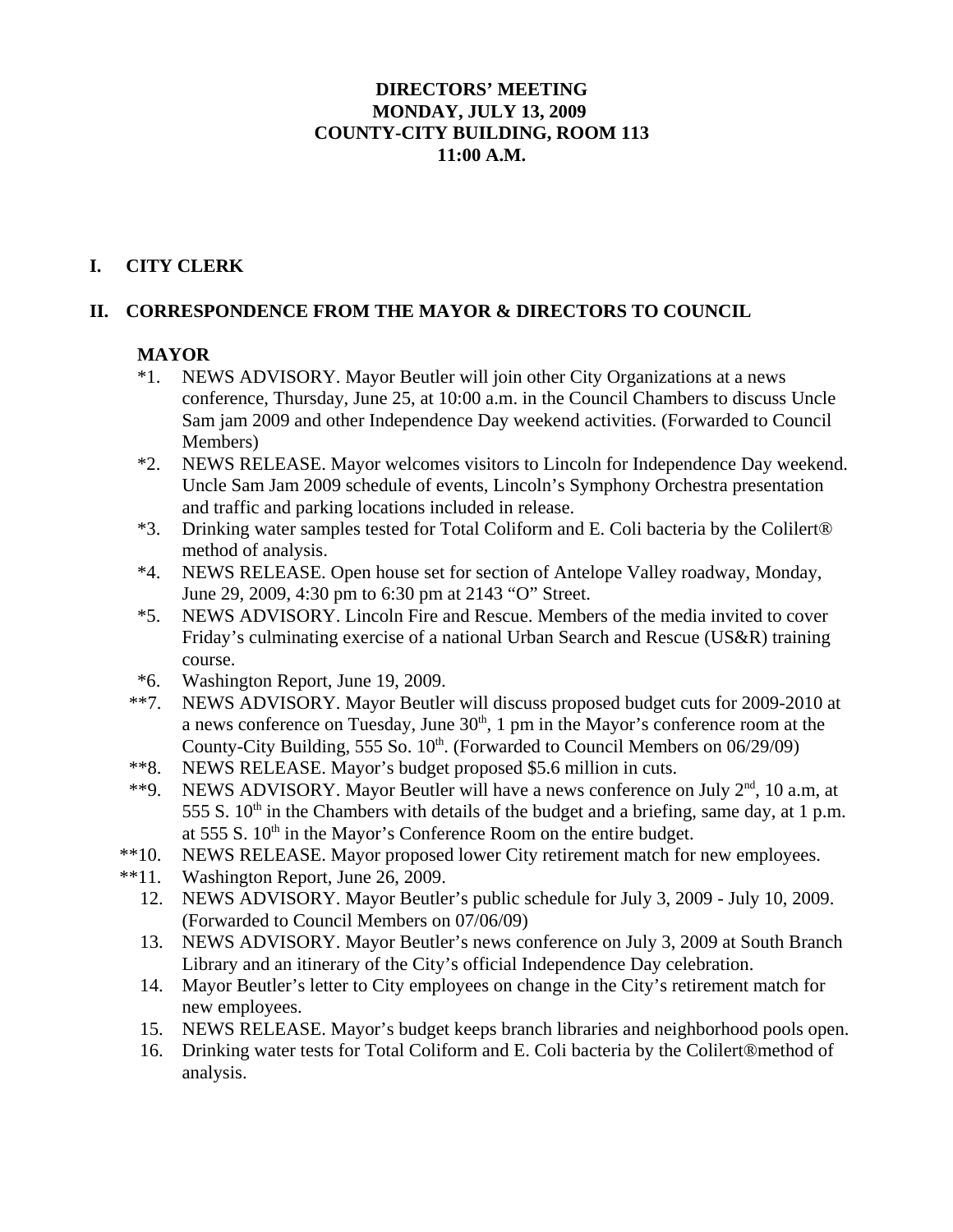**DIRECTORS' MEETING**
**MONDAY, JULY 13, 2009**
**COUNTY-CITY BUILDING, ROOM 113**
**11:00 A.M.**

## I. CITY CLERK

## II. CORRESPONDENCE FROM THE MAYOR & DIRECTORS TO COUNCIL

### MAYOR

- *1. NEWS ADVISORY. Mayor Beutler will join other City Organizations at a news conference, Thursday, June 25, at 10:00 a.m. in the Council Chambers to discuss Uncle Sam jam 2009 and other Independence Day weekend activities. (Forwarded to Council Members)
- *2. NEWS RELEASE. Mayor welcomes visitors to Lincoln for Independence Day weekend. Uncle Sam Jam 2009 schedule of events, Lincoln's Symphony Orchestra presentation and traffic and parking locations included in release.
- *3. Drinking water samples tested for Total Coliform and E. Coli bacteria by the Colilert® method of analysis.
- *4. NEWS RELEASE. Open house set for section of Antelope Valley roadway, Monday, June 29, 2009, 4:30 pm to 6:30 pm at 2143 "O" Street.
- *5. NEWS ADVISORY. Lincoln Fire and Rescue. Members of the media invited to cover Friday's culminating exercise of a national Urban Search and Rescue (US&R) training course.
- *6. Washington Report, June 19, 2009.
- **7. NEWS ADVISORY. Mayor Beutler will discuss proposed budget cuts for 2009-2010 at a news conference on Tuesday, June 30th, 1 pm in the Mayor's conference room at the County-City Building, 555 So. 10th. (Forwarded to Council Members on 06/29/09)
- **8. NEWS RELEASE. Mayor's budget proposed $5.6 million in cuts.
- **9. NEWS ADVISORY. Mayor Beutler will have a news conference on July 2nd, 10 a.m, at 555 S. 10th in the Chambers with details of the budget and a briefing, same day, at 1 p.m. at 555 S. 10th in the Mayor's Conference Room on the entire budget.
- **10. NEWS RELEASE. Mayor proposed lower City retirement match for new employees.
- **11. Washington Report, June 26, 2009.
- 12. NEWS ADVISORY. Mayor Beutler's public schedule for July 3, 2009 - July 10, 2009. (Forwarded to Council Members on 07/06/09)
- 13. NEWS ADVISORY. Mayor Beutler's news conference on July 3, 2009 at South Branch Library and an itinerary of the City's official Independence Day celebration.
- 14. Mayor Beutler's letter to City employees on change in the City's retirement match for new employees.
- 15. NEWS RELEASE. Mayor's budget keeps branch libraries and neighborhood pools open.
- 16. Drinking water tests for Total Coliform and E. Coli bacteria by the Colilert®method of analysis.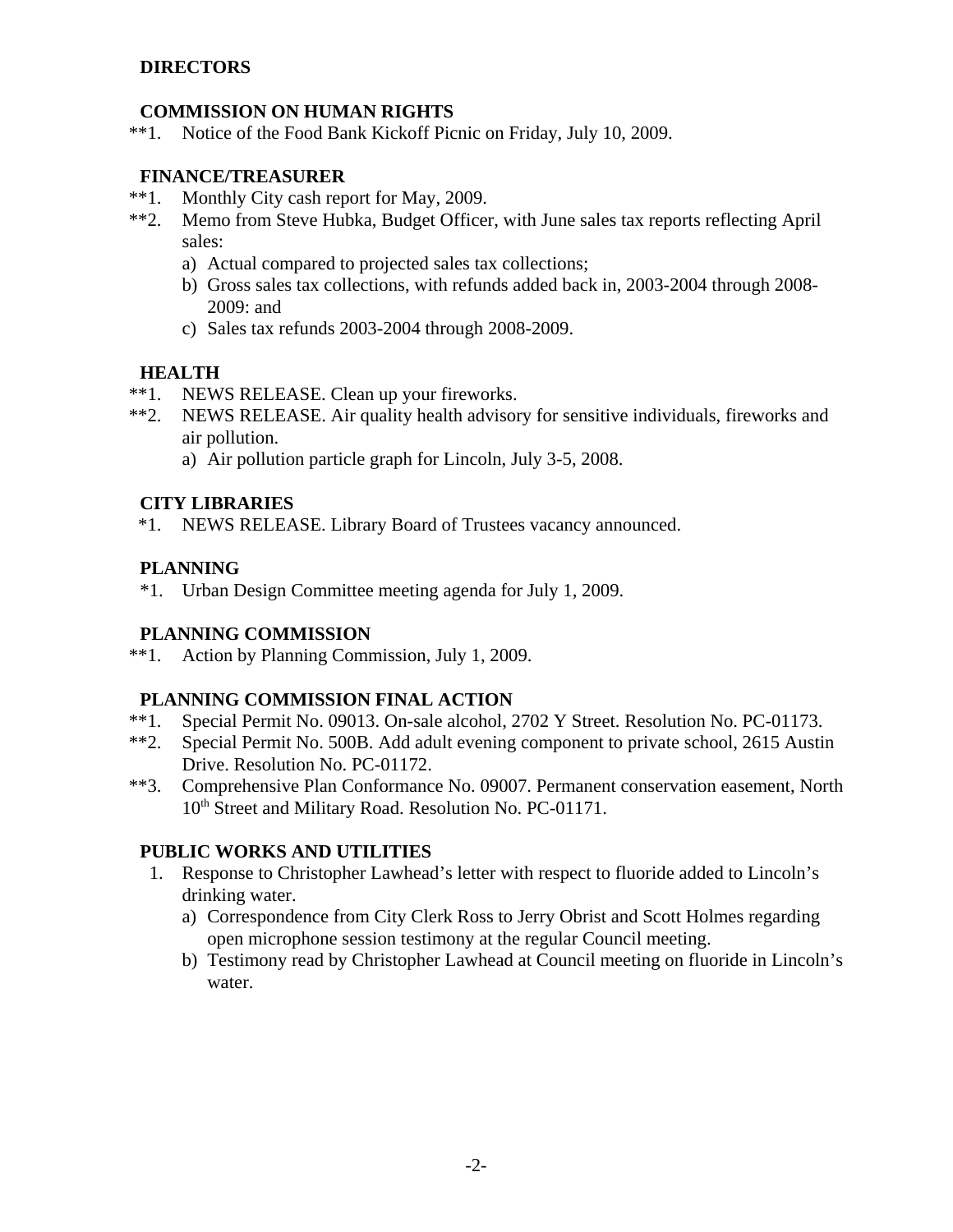## DIRECTORS

### COMMISSION ON HUMAN RIGHTS

**1. Notice of the Food Bank Kickoff Picnic on Friday, July 10, 2009.

### FINANCE/TREASURER

**1. Monthly City cash report for May, 2009.

**2. Memo from Steve Hubka, Budget Officer, with June sales tax reports reflecting April sales:

a) Actual compared to projected sales tax collections;
b) Gross sales tax collections, with refunds added back in, 2003-2004 through 2008-2009: and
c) Sales tax refunds 2003-2004 through 2008-2009.

### HEALTH

**1. NEWS RELEASE. Clean up your fireworks.

**2. NEWS RELEASE. Air quality health advisory for sensitive individuals, fireworks and air pollution.

a) Air pollution particle graph for Lincoln, July 3-5, 2008.

### CITY LIBRARIES

*1. NEWS RELEASE. Library Board of Trustees vacancy announced.

### PLANNING

*1. Urban Design Committee meeting agenda for July 1, 2009.

### PLANNING COMMISSION

**1. Action by Planning Commission, July 1, 2009.

### PLANNING COMMISSION FINAL ACTION

**1. Special Permit No. 09013. On-sale alcohol, 2702 Y Street. Resolution No. PC-01173.

**2. Special Permit No. 500B. Add adult evening component to private school, 2615 Austin Drive. Resolution No. PC-01172.

**3. Comprehensive Plan Conformance No. 09007. Permanent conservation easement, North 10th Street and Military Road. Resolution No. PC-01171.

### PUBLIC WORKS AND UTILITIES

1. Response to Christopher Lawhead's letter with respect to fluoride added to Lincoln's drinking water.

   a) Correspondence from City Clerk Ross to Jerry Obrist and Scott Holmes regarding open microphone session testimony at the regular Council meeting.
   b) Testimony read by Christopher Lawhead at Council meeting on fluoride in Lincoln's water.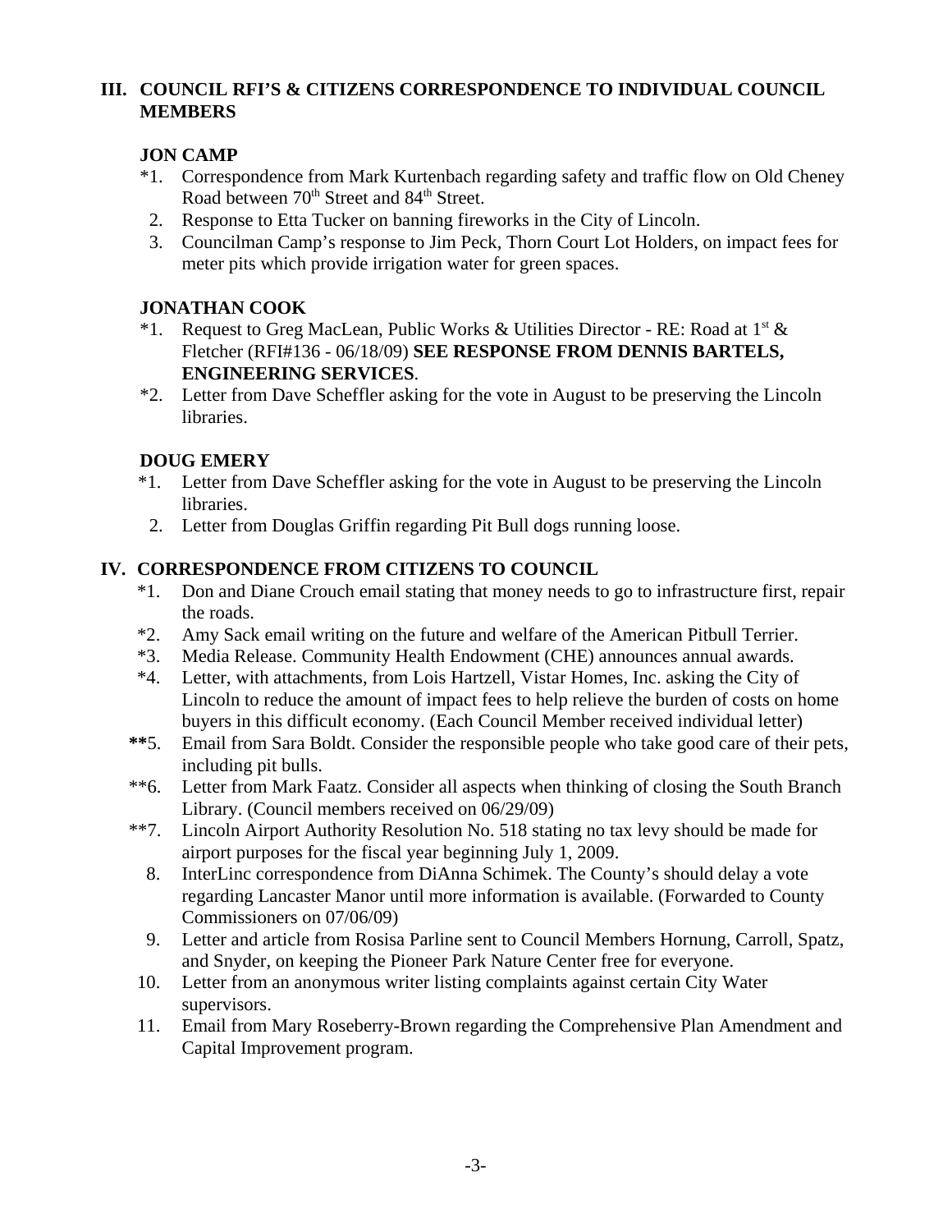## III. COUNCIL RFI'S & CITIZENS CORRESPONDENCE TO INDIVIDUAL COUNCIL MEMBERS

### JON CAMP

*1. Correspondence from Mark Kurtenbach regarding safety and traffic flow on Old Cheney Road between 70th Street and 84th Street.

2. Response to Etta Tucker on banning fireworks in the City of Lincoln.

3. Councilman Camp's response to Jim Peck, Thorn Court Lot Holders, on impact fees for meter pits which provide irrigation water for green spaces.

### JONATHAN COOK

*1. Request to Greg MacLean, Public Works & Utilities Director - RE: Road at 1st & Fletcher (RFI#136 - 06/18/09) **SEE RESPONSE FROM DENNIS BARTELS, ENGINEERING SERVICES**.

*2. Letter from Dave Scheffler asking for the vote in August to be preserving the Lincoln libraries.

### DOUG EMERY

*1. Letter from Dave Scheffler asking for the vote in August to be preserving the Lincoln libraries.

2. Letter from Douglas Griffin regarding Pit Bull dogs running loose.

## IV. CORRESPONDENCE FROM CITIZENS TO COUNCIL

*1. Don and Diane Crouch email stating that money needs to go to infrastructure first, repair the roads.

*2. Amy Sack email writing on the future and welfare of the American Pitbull Terrier.

*3. Media Release. Community Health Endowment (CHE) announces annual awards.

*4. Letter, with attachments, from Lois Hartzell, Vistar Homes, Inc. asking the City of Lincoln to reduce the amount of impact fees to help relieve the burden of costs on home buyers in this difficult economy. (Each Council Member received individual letter)

**5. Email from Sara Boldt. Consider the responsible people who take good care of their pets, including pit bulls.

**6. Letter from Mark Faatz. Consider all aspects when thinking of closing the South Branch Library. (Council members received on 06/29/09)

**7. Lincoln Airport Authority Resolution No. 518 stating no tax levy should be made for airport purposes for the fiscal year beginning July 1, 2009.

8. InterLinc correspondence from DiAnna Schimek. The County's should delay a vote regarding Lancaster Manor until more information is available. (Forwarded to County Commissioners on 07/06/09)

9. Letter and article from Rosisa Parline sent to Council Members Hornung, Carroll, Spatz, and Snyder, on keeping the Pioneer Park Nature Center free for everyone.

10. Letter from an anonymous writer listing complaints against certain City Water supervisors.

11. Email from Mary Roseberry-Brown regarding the Comprehensive Plan Amendment and Capital Improvement program.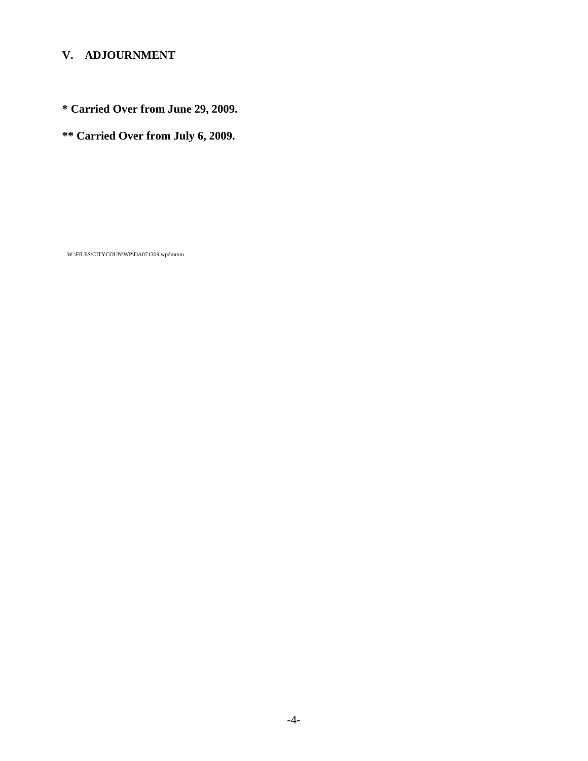## V. ADJOURNMENT

**\* Carried Over from June 29, 2009.**

**\*\* Carried Over from July 6, 2009.**

W:\FILES\CITYCOUN\WP\DA071309.wpdmmm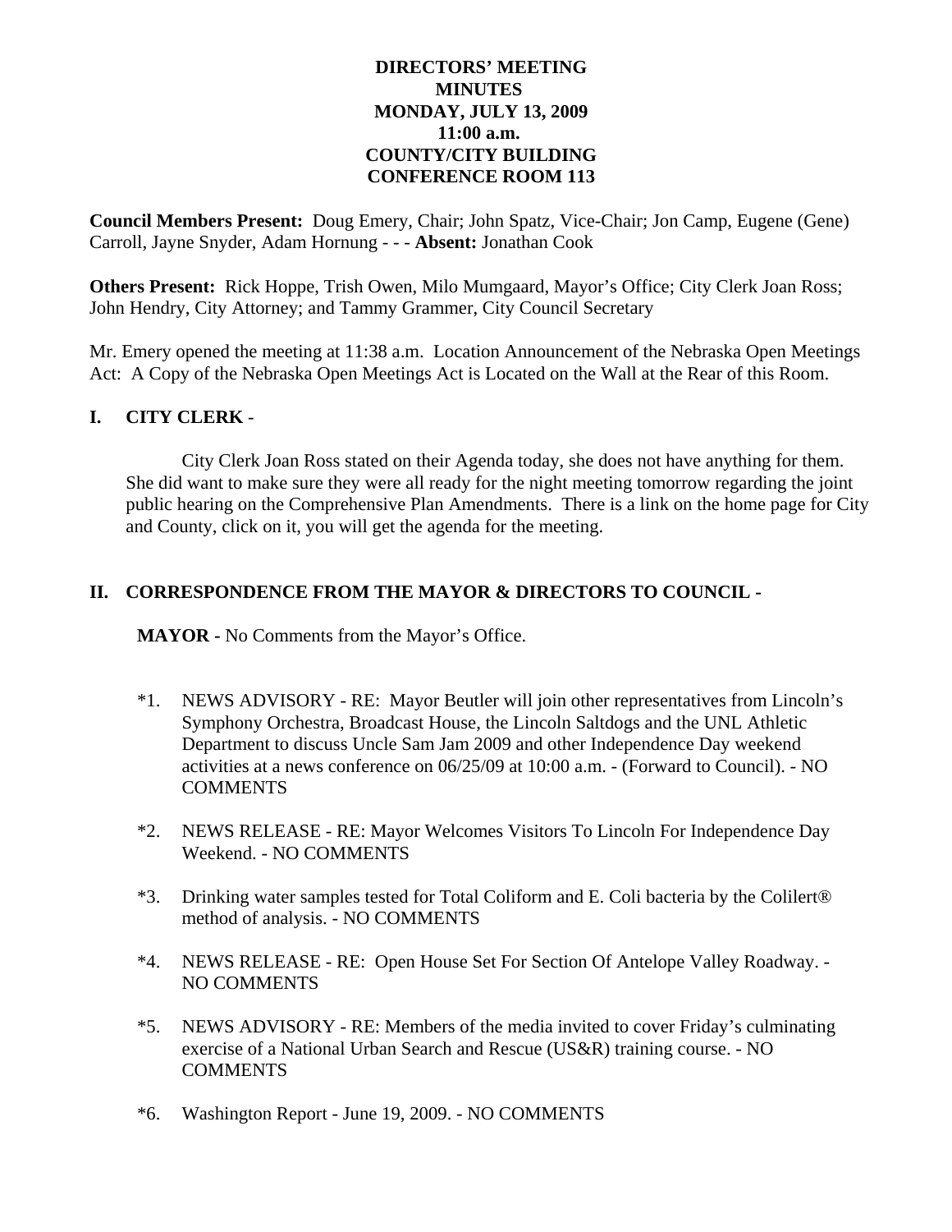**DIRECTORS' MEETING**
**MINUTES**
**MONDAY, JULY 13, 2009**
**11:00 a.m.**
**COUNTY/CITY BUILDING**
**CONFERENCE ROOM 113**

**Council Members Present:** Doug Emery, Chair; John Spatz, Vice-Chair; Jon Camp, Eugene (Gene) Carroll, Jayne Snyder, Adam Hornung - - - **Absent:** Jonathan Cook

**Others Present:** Rick Hoppe, Trish Owen, Milo Mumgaard, Mayor's Office; City Clerk Joan Ross; John Hendry, City Attorney; and Tammy Grammer, City Council Secretary

Mr. Emery opened the meeting at 11:38 a.m. Location Announcement of the Nebraska Open Meetings Act: A Copy of the Nebraska Open Meetings Act is Located on the Wall at the Rear of this Room.

## I. CITY CLERK -

City Clerk Joan Ross stated on their Agenda today, she does not have anything for them. She did want to make sure they were all ready for the night meeting tomorrow regarding the joint public hearing on the Comprehensive Plan Amendments. There is a link on the home page for City and County, click on it, you will get the agenda for the meeting.

## II. CORRESPONDENCE FROM THE MAYOR & DIRECTORS TO COUNCIL -

**MAYOR -** No Comments from the Mayor's Office.

*1. NEWS ADVISORY - RE: Mayor Beutler will join other representatives from Lincoln's Symphony Orchestra, Broadcast House, the Lincoln Saltdogs and the UNL Athletic Department to discuss Uncle Sam Jam 2009 and other Independence Day weekend activities at a news conference on 06/25/09 at 10:00 a.m. - (Forward to Council). - NO COMMENTS

*2. NEWS RELEASE - RE: Mayor Welcomes Visitors To Lincoln For Independence Day Weekend. - NO COMMENTS

*3. Drinking water samples tested for Total Coliform and E. Coli bacteria by the Colilert® method of analysis. - NO COMMENTS

*4. NEWS RELEASE - RE: Open House Set For Section Of Antelope Valley Roadway. - NO COMMENTS

*5. NEWS ADVISORY - RE: Members of the media invited to cover Friday's culminating exercise of a National Urban Search and Rescue (US&R) training course. - NO COMMENTS

*6. Washington Report - June 19, 2009. - NO COMMENTS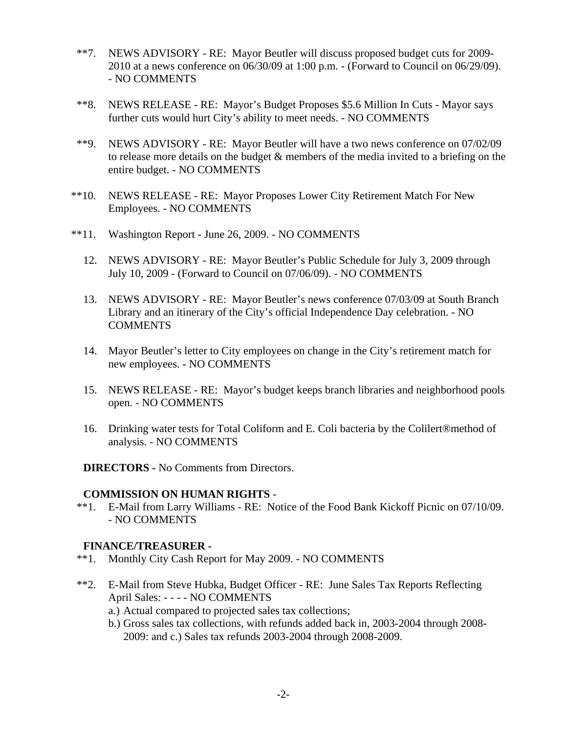**7. NEWS ADVISORY - RE: Mayor Beutler will discuss proposed budget cuts for 2009-2010 at a news conference on 06/30/09 at 1:00 p.m. - (Forward to Council on 06/29/09). - NO COMMENTS

**8. NEWS RELEASE - RE: Mayor's Budget Proposes $5.6 Million In Cuts - Mayor says further cuts would hurt City's ability to meet needs. - NO COMMENTS

**9. NEWS ADVISORY - RE: Mayor Beutler will have a two news conference on 07/02/09 to release more details on the budget & members of the media invited to a briefing on the entire budget. - NO COMMENTS

**10. NEWS RELEASE - RE: Mayor Proposes Lower City Retirement Match For New Employees. - NO COMMENTS

**11. Washington Report - June 26, 2009. - NO COMMENTS

12. NEWS ADVISORY - RE: Mayor Beutler's Public Schedule for July 3, 2009 through July 10, 2009 - (Forward to Council on 07/06/09). - NO COMMENTS

13. NEWS ADVISORY - RE: Mayor Beutler's news conference 07/03/09 at South Branch Library and an itinerary of the City's official Independence Day celebration. - NO COMMENTS

14. Mayor Beutler's letter to City employees on change in the City's retirement match for new employees. - NO COMMENTS

15. NEWS RELEASE - RE: Mayor's budget keeps branch libraries and neighborhood pools open. - NO COMMENTS

16. Drinking water tests for Total Coliform and E. Coli bacteria by the Colilert®method of analysis. - NO COMMENTS

**DIRECTORS -** No Comments from Directors.

**COMMISSION ON HUMAN RIGHTS** -

**1. E-Mail from Larry Williams - RE: Notice of the Food Bank Kickoff Picnic on 07/10/09. - NO COMMENTS

**FINANCE/TREASURER -**

**1. Monthly City Cash Report for May 2009. - NO COMMENTS

**2. E-Mail from Steve Hubka, Budget Officer - RE: June Sales Tax Reports Reflecting April Sales: - - - - NO COMMENTS
a.) Actual compared to projected sales tax collections;
b.) Gross sales tax collections, with refunds added back in, 2003-2004 through 2008-2009: and c.) Sales tax refunds 2003-2004 through 2008-2009.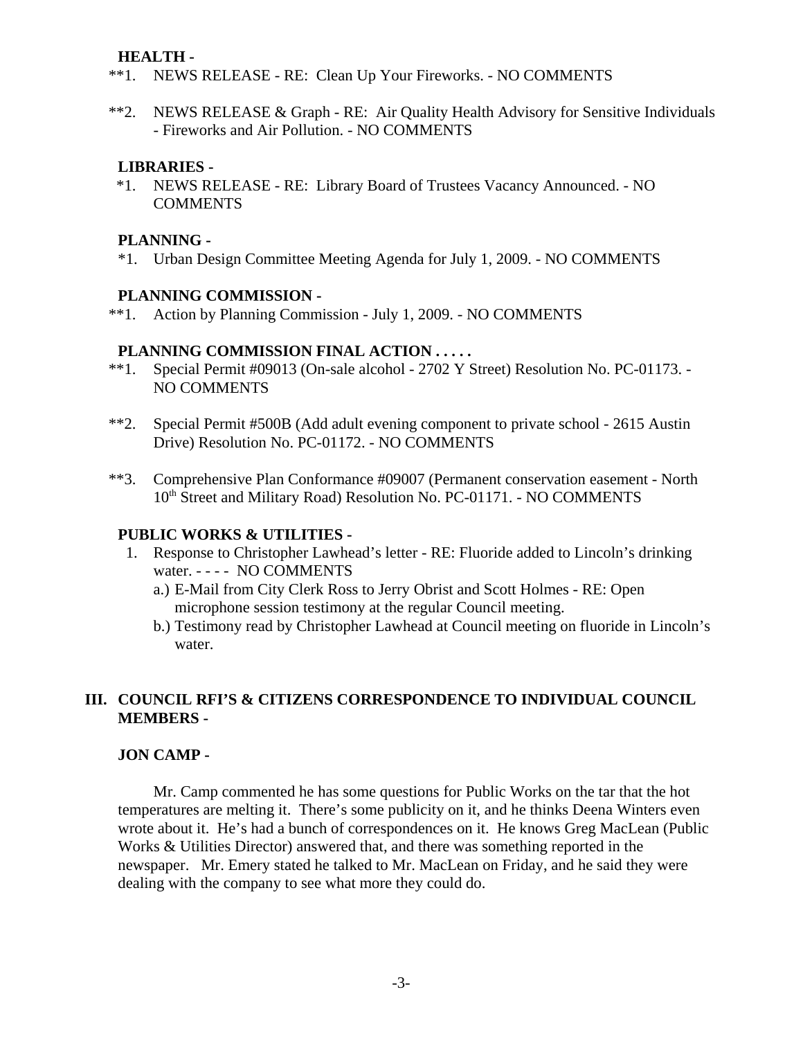**HEALTH -**

**1. NEWS RELEASE - RE: Clean Up Your Fireworks. - NO COMMENTS

**2. NEWS RELEASE & Graph - RE: Air Quality Health Advisory for Sensitive Individuals - Fireworks and Air Pollution. - NO COMMENTS

**LIBRARIES -**

*1. NEWS RELEASE - RE: Library Board of Trustees Vacancy Announced. - NO COMMENTS

**PLANNING -**

*1. Urban Design Committee Meeting Agenda for July 1, 2009. - NO COMMENTS

**PLANNING COMMISSION -**

**1. Action by Planning Commission - July 1, 2009. - NO COMMENTS

**PLANNING COMMISSION FINAL ACTION . . . . .**

**1. Special Permit #09013 (On-sale alcohol - 2702 Y Street) Resolution No. PC-01173. - NO COMMENTS

**2. Special Permit #500B (Add adult evening component to private school - 2615 Austin Drive) Resolution No. PC-01172. - NO COMMENTS

**3. Comprehensive Plan Conformance #09007 (Permanent conservation easement - North 10th Street and Military Road) Resolution No. PC-01171. - NO COMMENTS

**PUBLIC WORKS & UTILITIES -**

1. Response to Christopher Lawhead's letter - RE: Fluoride added to Lincoln's drinking water. - - - - NO COMMENTS
   a.) E-Mail from City Clerk Ross to Jerry Obrist and Scott Holmes - RE: Open microphone session testimony at the regular Council meeting.
   b.) Testimony read by Christopher Lawhead at Council meeting on fluoride in Lincoln's water.

## III. COUNCIL RFI'S & CITIZENS CORRESPONDENCE TO INDIVIDUAL COUNCIL MEMBERS -

**JON CAMP -**

Mr. Camp commented he has some questions for Public Works on the tar that the hot temperatures are melting it. There's some publicity on it, and he thinks Deena Winters even wrote about it. He's had a bunch of correspondences on it. He knows Greg MacLean (Public Works & Utilities Director) answered that, and there was something reported in the newspaper. Mr. Emery stated he talked to Mr. MacLean on Friday, and he said they were dealing with the company to see what more they could do.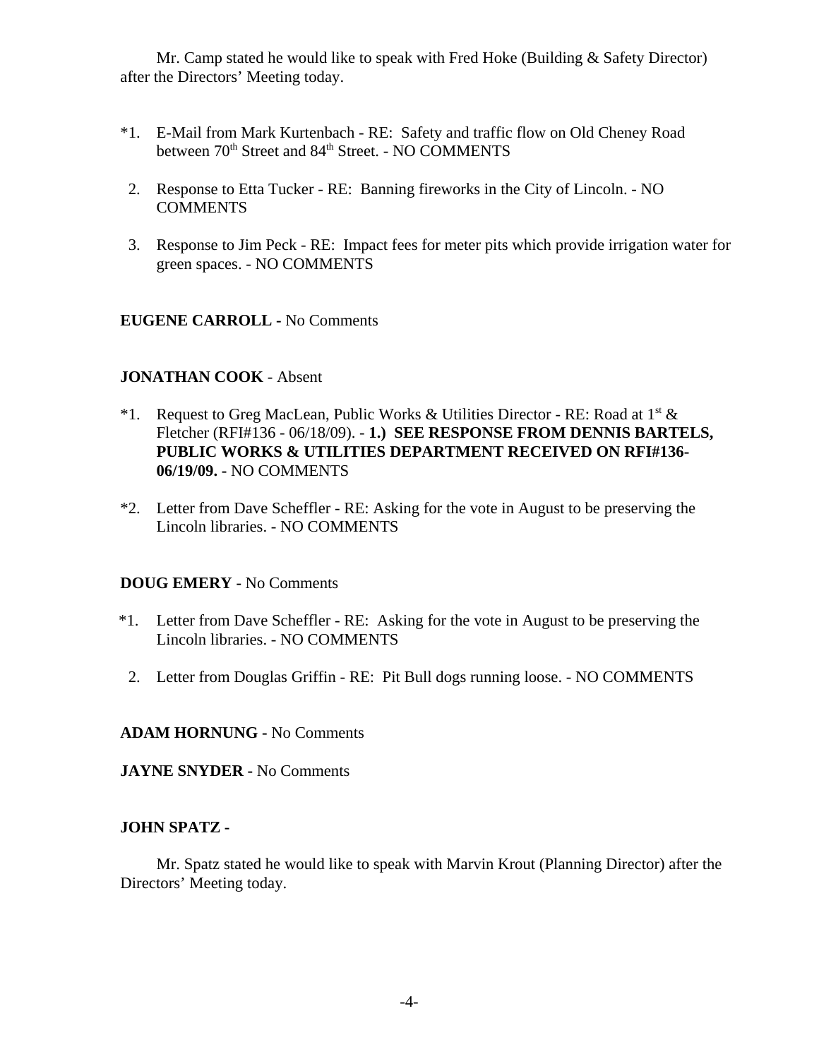Mr. Camp stated he would like to speak with Fred Hoke (Building & Safety Director) after the Directors' Meeting today.

*1. E-Mail from Mark Kurtenbach - RE: Safety and traffic flow on Old Cheney Road between 70th Street and 84th Street. - NO COMMENTS

2. Response to Etta Tucker - RE: Banning fireworks in the City of Lincoln. - NO COMMENTS

3. Response to Jim Peck - RE: Impact fees for meter pits which provide irrigation water for green spaces. - NO COMMENTS

**EUGENE CARROLL -** No Comments

**JONATHAN COOK** - Absent

*1. Request to Greg MacLean, Public Works & Utilities Director - RE: Road at 1st & Fletcher (RFI#136 - 06/18/09). - **1.) SEE RESPONSE FROM DENNIS BARTELS, PUBLIC WORKS & UTILITIES DEPARTMENT RECEIVED ON RFI#136-06/19/09. -** NO COMMENTS

*2. Letter from Dave Scheffler - RE: Asking for the vote in August to be preserving the Lincoln libraries. - NO COMMENTS

**DOUG EMERY -** No Comments

*1. Letter from Dave Scheffler - RE: Asking for the vote in August to be preserving the Lincoln libraries. - NO COMMENTS

2. Letter from Douglas Griffin - RE: Pit Bull dogs running loose. - NO COMMENTS

**ADAM HORNUNG -** No Comments

**JAYNE SNYDER -** No Comments

**JOHN SPATZ -**

Mr. Spatz stated he would like to speak with Marvin Krout (Planning Director) after the Directors' Meeting today.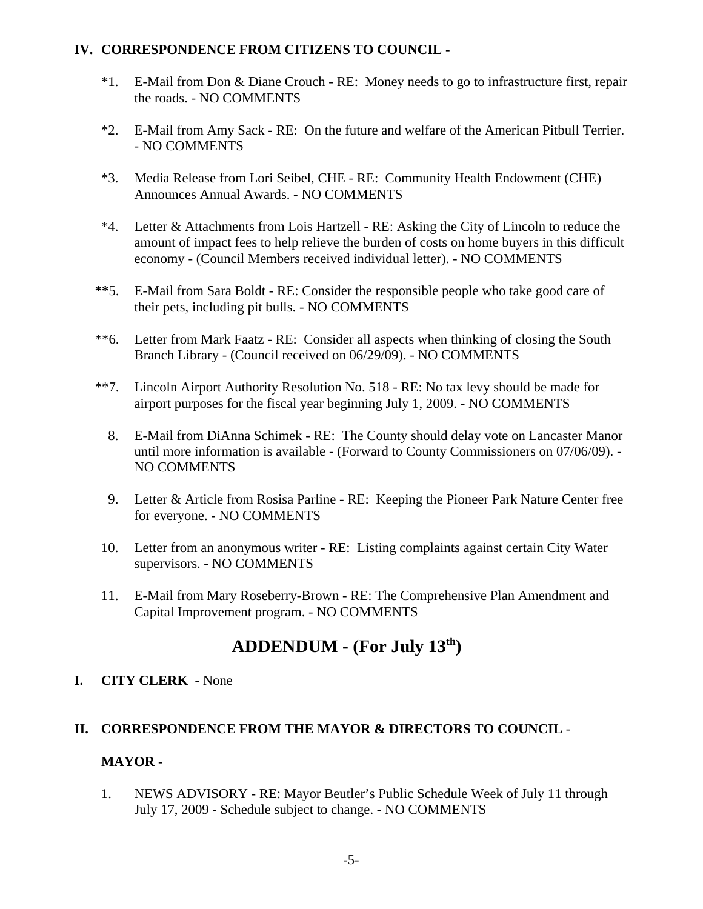## IV. CORRESPONDENCE FROM CITIZENS TO COUNCIL -

*1. E-Mail from Don & Diane Crouch - RE: Money needs to go to infrastructure first, repair the roads. - NO COMMENTS

*2. E-Mail from Amy Sack - RE: On the future and welfare of the American Pitbull Terrier. - NO COMMENTS

*3. Media Release from Lori Seibel, CHE - RE: Community Health Endowment (CHE) Announces Annual Awards. - NO COMMENTS

*4. Letter & Attachments from Lois Hartzell - RE: Asking the City of Lincoln to reduce the amount of impact fees to help relieve the burden of costs on home buyers in this difficult economy - (Council Members received individual letter). - NO COMMENTS

**5. E-Mail from Sara Boldt - RE: Consider the responsible people who take good care of their pets, including pit bulls. - NO COMMENTS

**6. Letter from Mark Faatz - RE: Consider all aspects when thinking of closing the South Branch Library - (Council received on 06/29/09). - NO COMMENTS

**7. Lincoln Airport Authority Resolution No. 518 - RE: No tax levy should be made for airport purposes for the fiscal year beginning July 1, 2009. - NO COMMENTS

8. E-Mail from DiAnna Schimek - RE: The County should delay vote on Lancaster Manor until more information is available - (Forward to County Commissioners on 07/06/09). - NO COMMENTS

9. Letter & Article from Rosisa Parline - RE: Keeping the Pioneer Park Nature Center free for everyone. - NO COMMENTS

10. Letter from an anonymous writer - RE: Listing complaints against certain City Water supervisors. - NO COMMENTS

11. E-Mail from Mary Roseberry-Brown - RE: The Comprehensive Plan Amendment and Capital Improvement program. - NO COMMENTS

# ADDENDUM - (For July 13th)

## I. CITY CLERK - None

## II. CORRESPONDENCE FROM THE MAYOR & DIRECTORS TO COUNCIL -

### MAYOR -

1. NEWS ADVISORY - RE: Mayor Beutler's Public Schedule Week of July 11 through July 17, 2009 - Schedule subject to change. - NO COMMENTS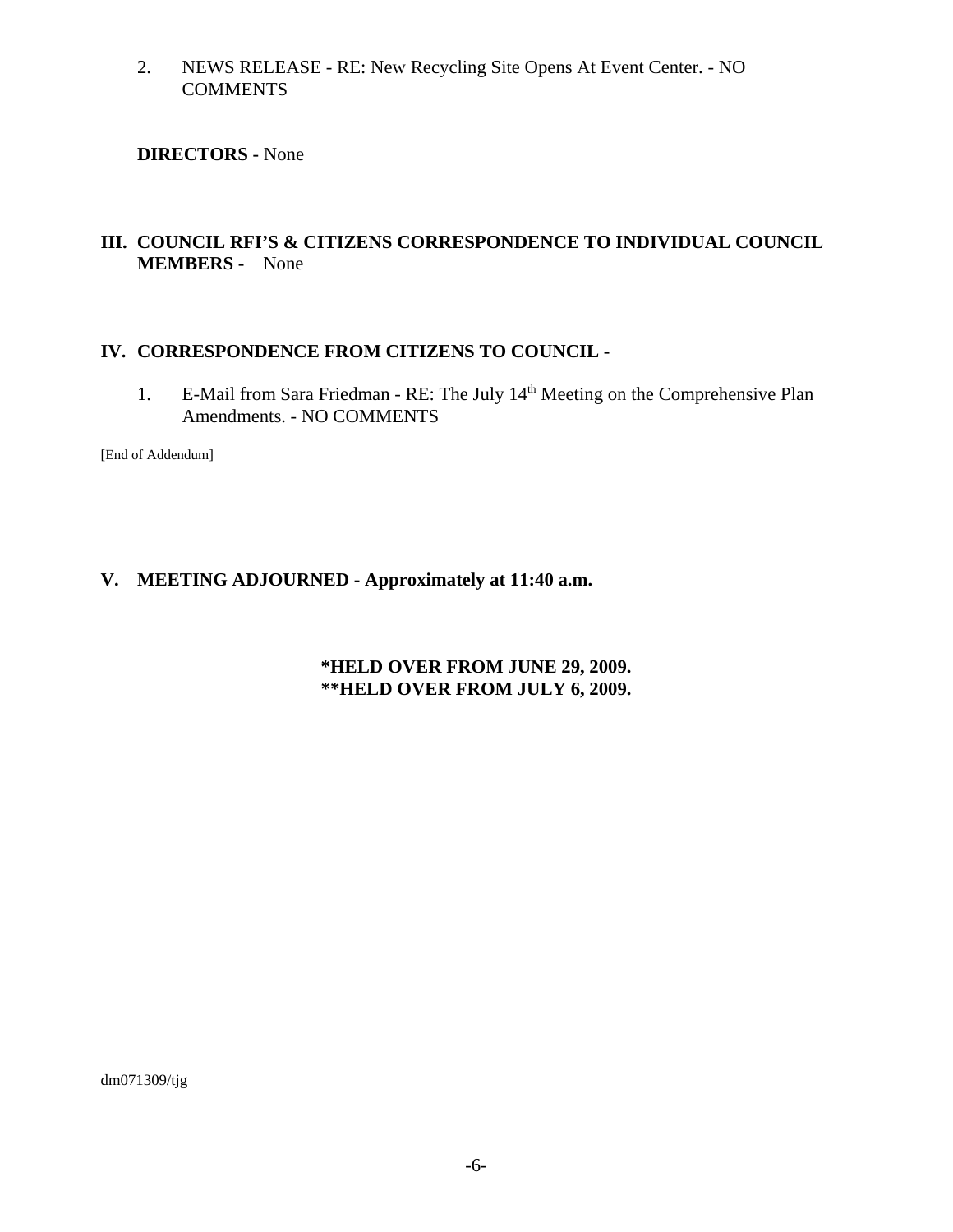2. NEWS RELEASE - RE: New Recycling Site Opens At Event Center. - NO COMMENTS

**DIRECTORS -** None

## III. COUNCIL RFI'S & CITIZENS CORRESPONDENCE TO INDIVIDUAL COUNCIL MEMBERS - None

## IV. CORRESPONDENCE FROM CITIZENS TO COUNCIL -

1. E-Mail from Sara Friedman - RE: The July 14th Meeting on the Comprehensive Plan Amendments. - NO COMMENTS

[End of Addendum]

## V. MEETING ADJOURNED - Approximately at 11:40 a.m.

**\*HELD OVER FROM JUNE 29, 2009.**
**\*\*HELD OVER FROM JULY 6, 2009.**

dm071309/tjg